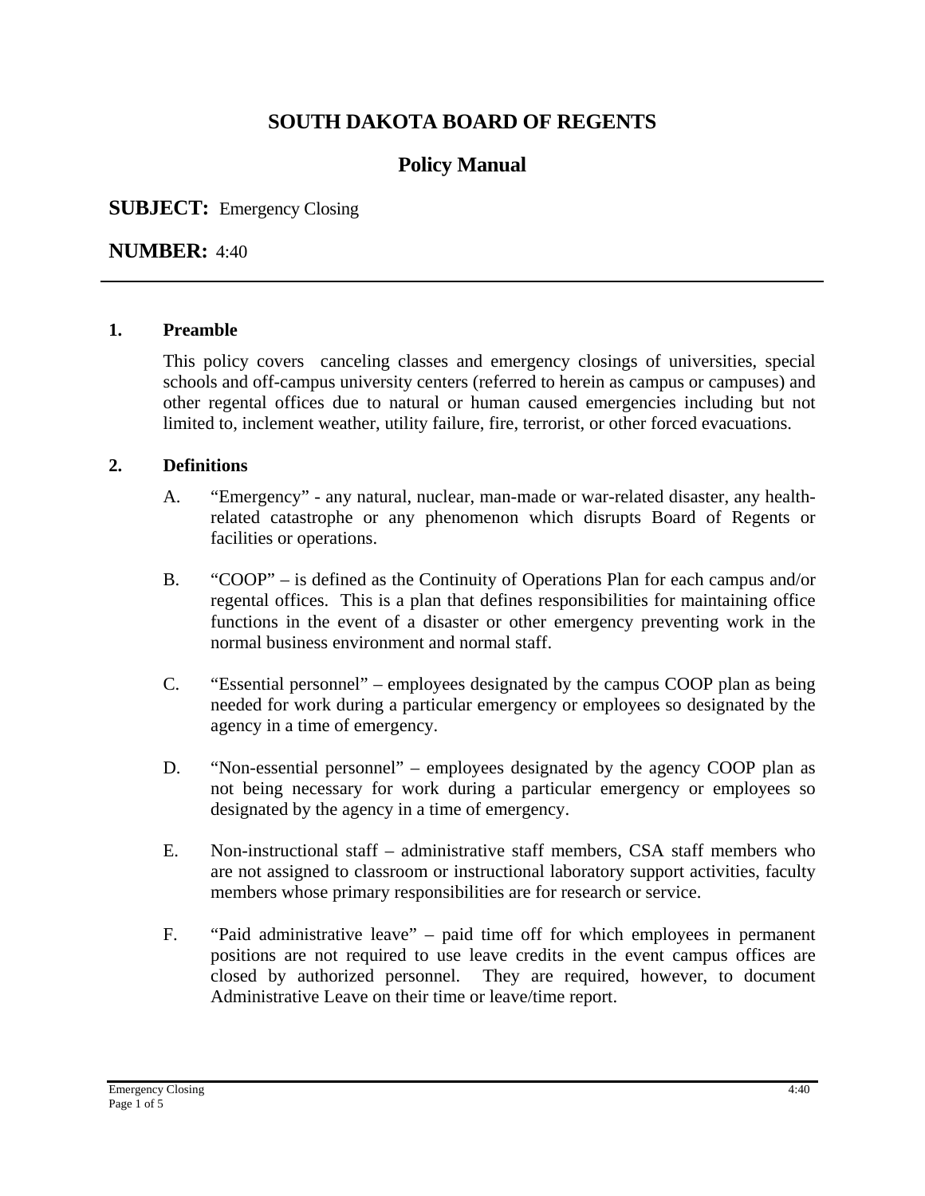# SOUTH DAKOTA BOARD OF REGENTS

## Policy Manual

**SUBJECT:** Emergency Closing

**NUMBER:** 4:40

---

**1. Preamble**

This policy covers canceling classes and emergency closings of universities, special schools and off-campus university centers (referred to herein as campus or campuses) and other regental offices due to natural or human caused emergencies including but not limited to, inclement weather, utility failure, fire, terrorist, or other forced evacuations.

**2. Definitions**

A. "Emergency" - any natural, nuclear, man-made or war-related disaster, any health-related catastrophe or any phenomenon which disrupts Board of Regents or facilities or operations.

B. "COOP" – is defined as the Continuity of Operations Plan for each campus and/or regental offices. This is a plan that defines responsibilities for maintaining office functions in the event of a disaster or other emergency preventing work in the normal business environment and normal staff.

C. "Essential personnel" – employees designated by the campus COOP plan as being needed for work during a particular emergency or employees so designated by the agency in a time of emergency.

D. "Non-essential personnel" – employees designated by the agency COOP plan as not being necessary for work during a particular emergency or employees so designated by the agency in a time of emergency.

E. Non-instructional staff – administrative staff members, CSA staff members who are not assigned to classroom or instructional laboratory support activities, faculty members whose primary responsibilities are for research or service.

F. "Paid administrative leave" – paid time off for which employees in permanent positions are not required to use leave credits in the event campus offices are closed by authorized personnel. They are required, however, to document Administrative Leave on their time or leave/time report.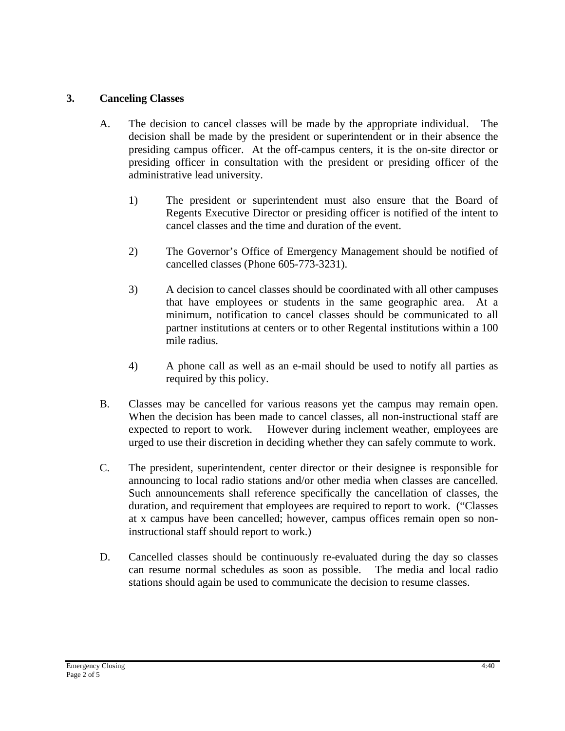## 3. Canceling Classes

A. The decision to cancel classes will be made by the appropriate individual. The decision shall be made by the president or superintendent or in their absence the presiding campus officer. At the off-campus centers, it is the on-site director or presiding officer in consultation with the president or presiding officer of the administrative lead university.

   1) The president or superintendent must also ensure that the Board of Regents Executive Director or presiding officer is notified of the intent to cancel classes and the time and duration of the event.

   2) The Governor's Office of Emergency Management should be notified of cancelled classes (Phone 605-773-3231).

   3) A decision to cancel classes should be coordinated with all other campuses that have employees or students in the same geographic area. At a minimum, notification to cancel classes should be communicated to all partner institutions at centers or to other Regental institutions within a 100 mile radius.

   4) A phone call as well as an e-mail should be used to notify all parties as required by this policy.

B. Classes may be cancelled for various reasons yet the campus may remain open. When the decision has been made to cancel classes, all non-instructional staff are expected to report to work. However during inclement weather, employees are urged to use their discretion in deciding whether they can safely commute to work.

C. The president, superintendent, center director or their designee is responsible for announcing to local radio stations and/or other media when classes are cancelled. Such announcements shall reference specifically the cancellation of classes, the duration, and requirement that employees are required to report to work. ("Classes at x campus have been cancelled; however, campus offices remain open so non-instructional staff should report to work.)

D. Cancelled classes should be continuously re-evaluated during the day so classes can resume normal schedules as soon as possible. The media and local radio stations should again be used to communicate the decision to resume classes.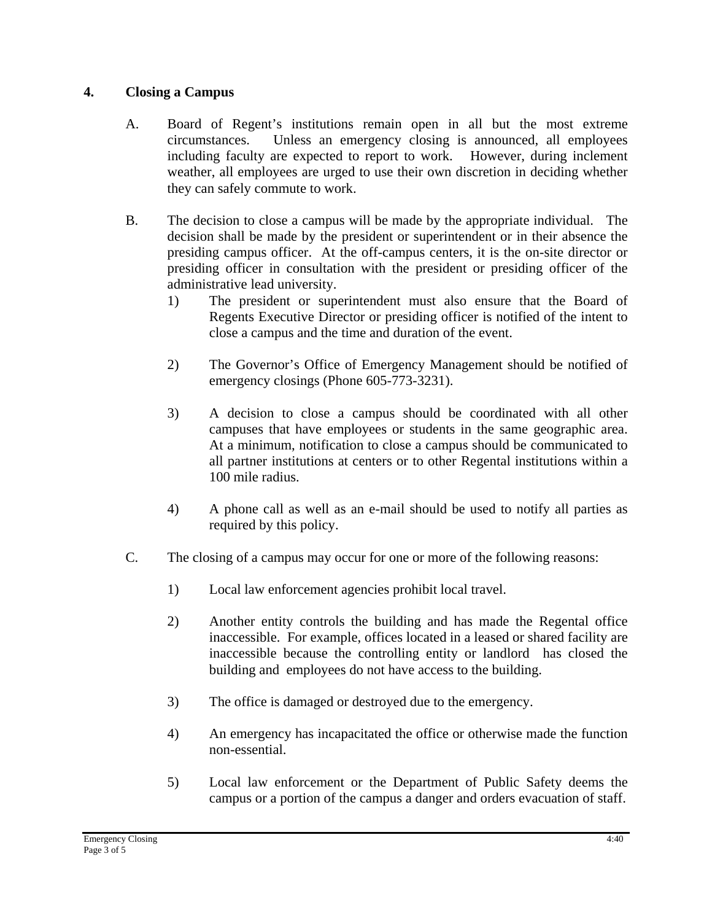## 4. Closing a Campus

A. Board of Regent's institutions remain open in all but the most extreme circumstances. Unless an emergency closing is announced, all employees including faculty are expected to report to work. However, during inclement weather, all employees are urged to use their own discretion in deciding whether they can safely commute to work.

B. The decision to close a campus will be made by the appropriate individual. The decision shall be made by the president or superintendent or in their absence the presiding campus officer. At the off-campus centers, it is the on-site director or presiding officer in consultation with the president or presiding officer of the administrative lead university.

   1) The president or superintendent must also ensure that the Board of Regents Executive Director or presiding officer is notified of the intent to close a campus and the time and duration of the event.

   2) The Governor's Office of Emergency Management should be notified of emergency closings (Phone 605-773-3231).

   3) A decision to close a campus should be coordinated with all other campuses that have employees or students in the same geographic area. At a minimum, notification to close a campus should be communicated to all partner institutions at centers or to other Regental institutions within a 100 mile radius.

   4) A phone call as well as an e-mail should be used to notify all parties as required by this policy.

C. The closing of a campus may occur for one or more of the following reasons:

   1) Local law enforcement agencies prohibit local travel.

   2) Another entity controls the building and has made the Regental office inaccessible. For example, offices located in a leased or shared facility are inaccessible because the controlling entity or landlord has closed the building and employees do not have access to the building.

   3) The office is damaged or destroyed due to the emergency.

   4) An emergency has incapacitated the office or otherwise made the function non-essential.

   5) Local law enforcement or the Department of Public Safety deems the campus or a portion of the campus a danger and orders evacuation of staff.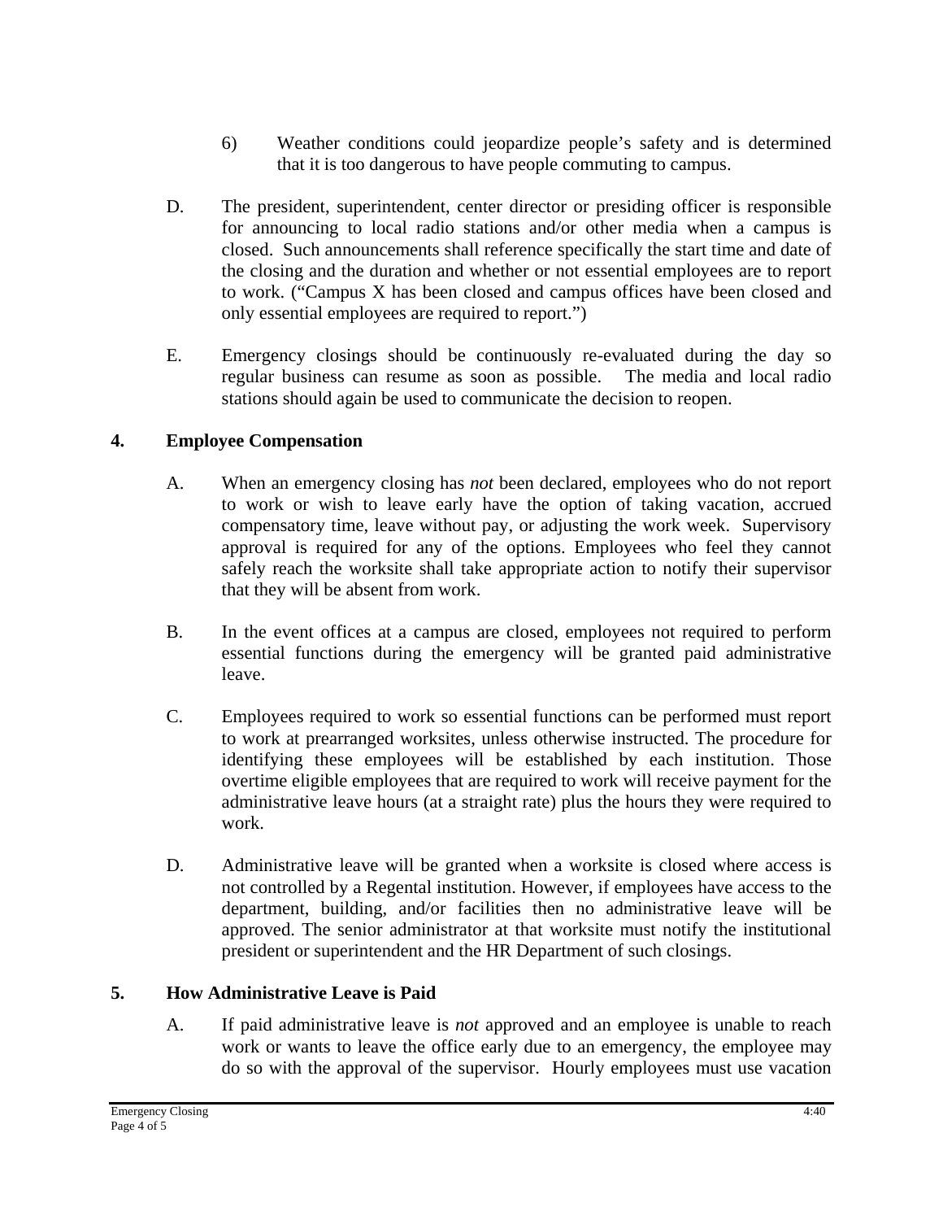6) Weather conditions could jeopardize people's safety and is determined that it is too dangerous to have people commuting to campus.

D. The president, superintendent, center director or presiding officer is responsible for announcing to local radio stations and/or other media when a campus is closed. Such announcements shall reference specifically the start time and date of the closing and the duration and whether or not essential employees are to report to work. ("Campus X has been closed and campus offices have been closed and only essential employees are required to report.")

E. Emergency closings should be continuously re-evaluated during the day so regular business can resume as soon as possible. The media and local radio stations should again be used to communicate the decision to reopen.

## 4. Employee Compensation

A. When an emergency closing has *not* been declared, employees who do not report to work or wish to leave early have the option of taking vacation, accrued compensatory time, leave without pay, or adjusting the work week. Supervisory approval is required for any of the options. Employees who feel they cannot safely reach the worksite shall take appropriate action to notify their supervisor that they will be absent from work.

B. In the event offices at a campus are closed, employees not required to perform essential functions during the emergency will be granted paid administrative leave.

C. Employees required to work so essential functions can be performed must report to work at prearranged worksites, unless otherwise instructed. The procedure for identifying these employees will be established by each institution. Those overtime eligible employees that are required to work will receive payment for the administrative leave hours (at a straight rate) plus the hours they were required to work.

D. Administrative leave will be granted when a worksite is closed where access is not controlled by a Regental institution. However, if employees have access to the department, building, and/or facilities then no administrative leave will be approved. The senior administrator at that worksite must notify the institutional president or superintendent and the HR Department of such closings.

## 5. How Administrative Leave is Paid

A. If paid administrative leave is *not* approved and an employee is unable to reach work or wants to leave the office early due to an emergency, the employee may do so with the approval of the supervisor. Hourly employees must use vacation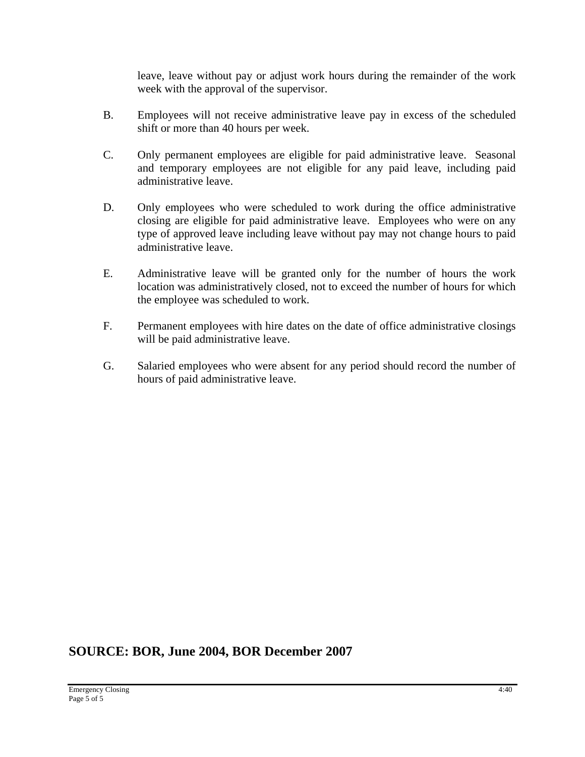leave, leave without pay or adjust work hours during the remainder of the work week with the approval of the supervisor.

B. Employees will not receive administrative leave pay in excess of the scheduled shift or more than 40 hours per week.

C. Only permanent employees are eligible for paid administrative leave. Seasonal and temporary employees are not eligible for any paid leave, including paid administrative leave.

D. Only employees who were scheduled to work during the office administrative closing are eligible for paid administrative leave. Employees who were on any type of approved leave including leave without pay may not change hours to paid administrative leave.

E. Administrative leave will be granted only for the number of hours the work location was administratively closed, not to exceed the number of hours for which the employee was scheduled to work.

F. Permanent employees with hire dates on the date of office administrative closings will be paid administrative leave.

G. Salaried employees who were absent for any period should record the number of hours of paid administrative leave.

**SOURCE: BOR, June 2004, BOR December 2007**